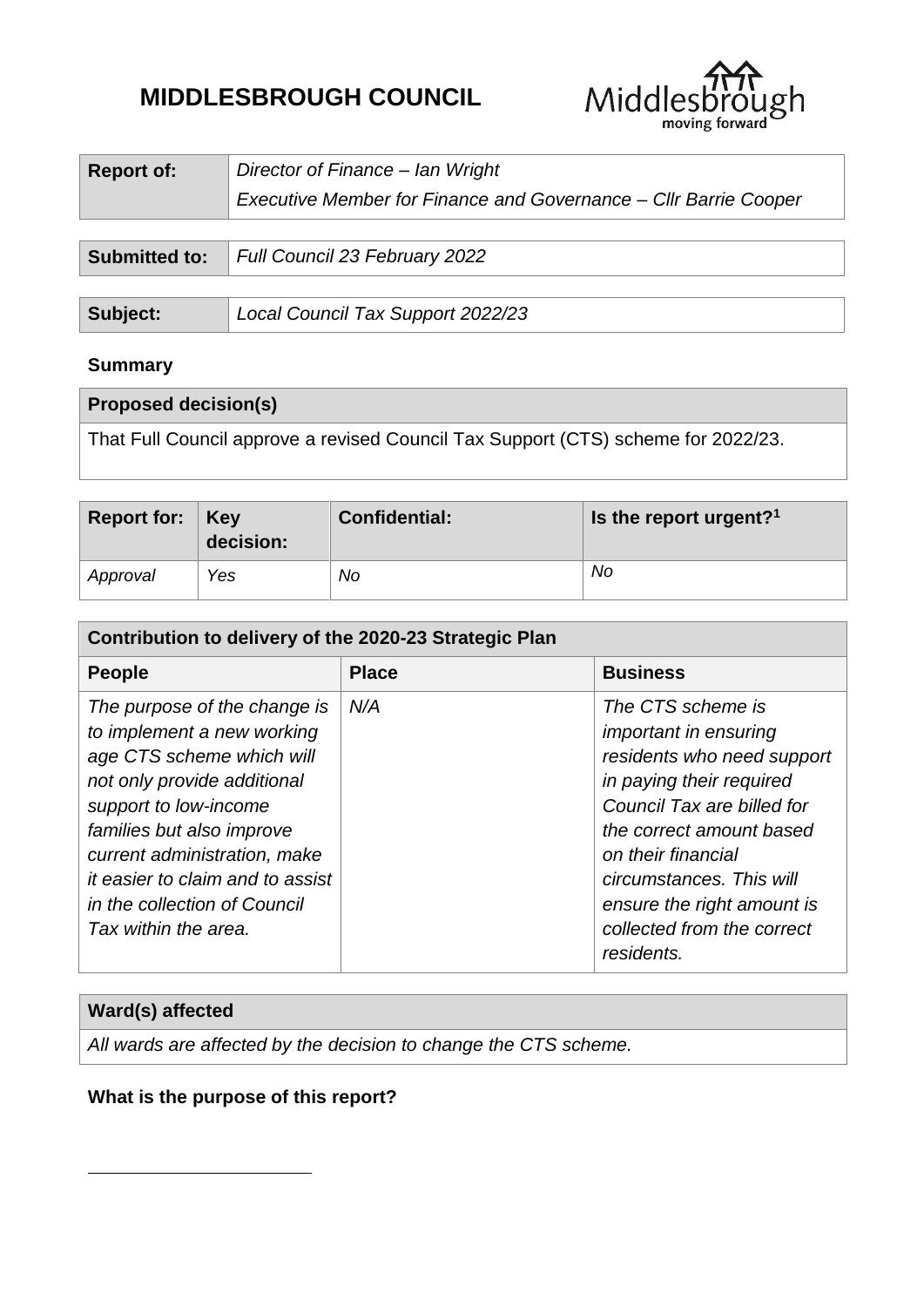# MIDDLESBROUGH COUNCIL

| **Report of:** | *Director of Finance – Ian Wright*<br>*Executive Member for Finance and Governance – Cllr Barrie Cooper* |
|---|---|

| **Submitted to:** | *Full Council 23 February 2022* |
|---|---|

| **Subject:** | *Local Council Tax Support 2022/23* |
|---|---|

**Summary**

| **Proposed decision(s)** |
|---|
| That Full Council approve a revised Council Tax Support (CTS) scheme for 2022/23. |

| **Report for:** | **Key decision:** | **Confidential:** | **Is the report urgent?[1]** |
|---|---|---|---|
| *Approval* | *Yes* | *No* | *No* |

| **Contribution to delivery of the 2020-23 Strategic Plan** | | |
|---|---|---|
| **People** | **Place** | **Business** |
| *The purpose of the change is to implement a new working age CTS scheme which will not only provide additional support to low-income families but also improve current administration, make it easier to claim and to assist in the collection of Council Tax within the area.* | *N/A* | *The CTS scheme is important in ensuring residents who need support in paying their required Council Tax are billed for the correct amount based on their financial circumstances. This will ensure the right amount is collected from the correct residents.* |

| **Ward(s) affected** |
|---|
| *All wards are affected by the decision to change the CTS scheme.* |

**What is the purpose of this report?**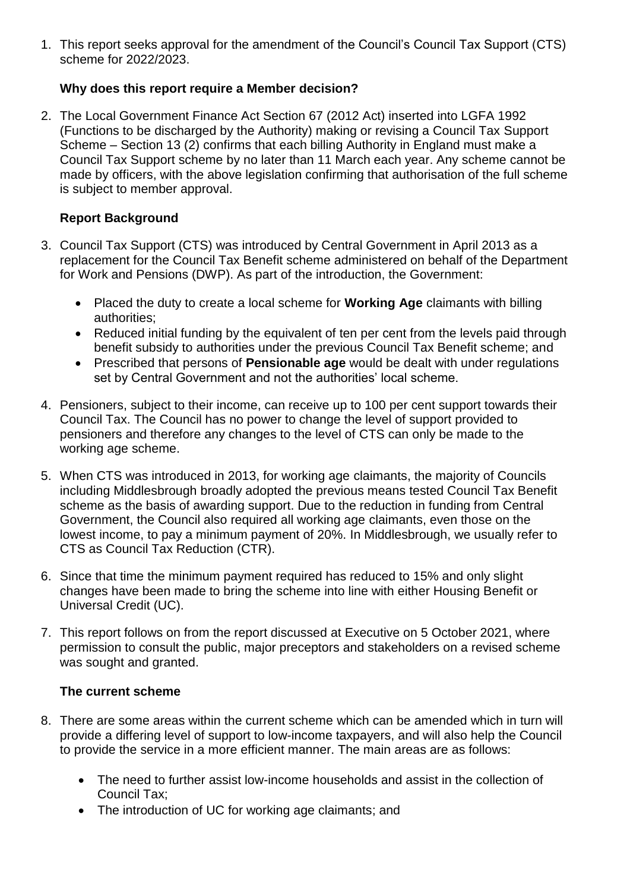1. This report seeks approval for the amendment of the Council's Council Tax Support (CTS) scheme for 2022/2023.

**Why does this report require a Member decision?**

2. The Local Government Finance Act Section 67 (2012 Act) inserted into LGFA 1992 (Functions to be discharged by the Authority) making or revising a Council Tax Support Scheme – Section 13 (2) confirms that each billing Authority in England must make a Council Tax Support scheme by no later than 11 March each year. Any scheme cannot be made by officers, with the above legislation confirming that authorisation of the full scheme is subject to member approval.

**Report Background**

3. Council Tax Support (CTS) was introduced by Central Government in April 2013 as a replacement for the Council Tax Benefit scheme administered on behalf of the Department for Work and Pensions (DWP). As part of the introduction, the Government:

   - Placed the duty to create a local scheme for **Working Age** claimants with billing authorities;
   - Reduced initial funding by the equivalent of ten per cent from the levels paid through benefit subsidy to authorities under the previous Council Tax Benefit scheme; and
   - Prescribed that persons of **Pensionable age** would be dealt with under regulations set by Central Government and not the authorities' local scheme.

4. Pensioners, subject to their income, can receive up to 100 per cent support towards their Council Tax. The Council has no power to change the level of support provided to pensioners and therefore any changes to the level of CTS can only be made to the working age scheme.

5. When CTS was introduced in 2013, for working age claimants, the majority of Councils including Middlesbrough broadly adopted the previous means tested Council Tax Benefit scheme as the basis of awarding support. Due to the reduction in funding from Central Government, the Council also required all working age claimants, even those on the lowest income, to pay a minimum payment of 20%. In Middlesbrough, we usually refer to CTS as Council Tax Reduction (CTR).

6. Since that time the minimum payment required has reduced to 15% and only slight changes have been made to bring the scheme into line with either Housing Benefit or Universal Credit (UC).

7. This report follows on from the report discussed at Executive on 5 October 2021, where permission to consult the public, major preceptors and stakeholders on a revised scheme was sought and granted.

**The current scheme**

8. There are some areas within the current scheme which can be amended which in turn will provide a differing level of support to low-income taxpayers, and will also help the Council to provide the service in a more efficient manner. The main areas are as follows:

   - The need to further assist low-income households and assist in the collection of Council Tax;
   - The introduction of UC for working age claimants; and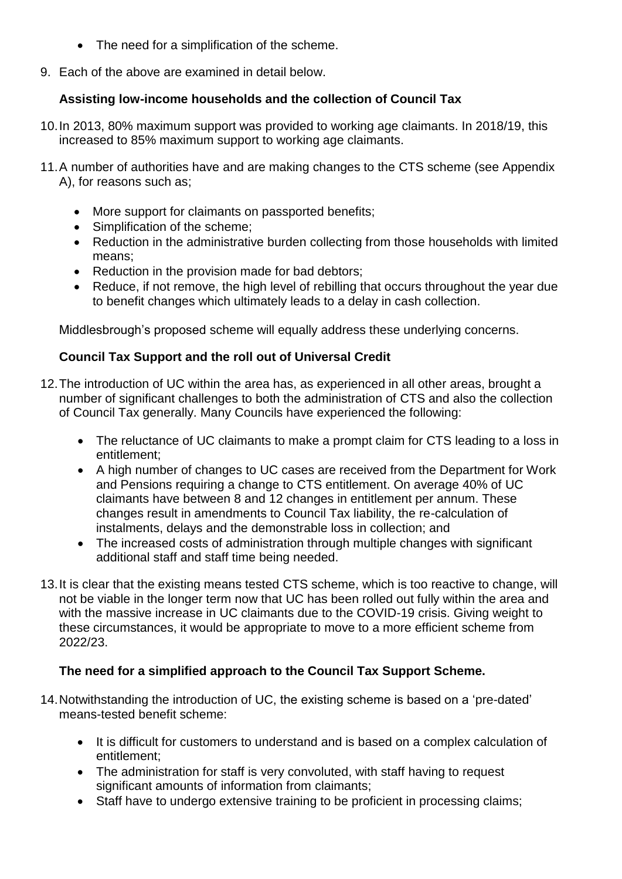- The need for a simplification of the scheme.

9. Each of the above are examined in detail below.

**Assisting low-income households and the collection of Council Tax**

10. In 2013, 80% maximum support was provided to working age claimants. In 2018/19, this increased to 85% maximum support to working age claimants.

11. A number of authorities have and are making changes to the CTS scheme (see Appendix A), for reasons such as;

    - More support for claimants on passported benefits;
    - Simplification of the scheme;
    - Reduction in the administrative burden collecting from those households with limited means;
    - Reduction in the provision made for bad debtors;
    - Reduce, if not remove, the high level of rebilling that occurs throughout the year due to benefit changes which ultimately leads to a delay in cash collection.

    Middlesbrough's proposed scheme will equally address these underlying concerns.

**Council Tax Support and the roll out of Universal Credit**

12. The introduction of UC within the area has, as experienced in all other areas, brought a number of significant challenges to both the administration of CTS and also the collection of Council Tax generally. Many Councils have experienced the following:

    - The reluctance of UC claimants to make a prompt claim for CTS leading to a loss in entitlement;
    - A high number of changes to UC cases are received from the Department for Work and Pensions requiring a change to CTS entitlement. On average 40% of UC claimants have between 8 and 12 changes in entitlement per annum. These changes result in amendments to Council Tax liability, the re-calculation of instalments, delays and the demonstrable loss in collection; and
    - The increased costs of administration through multiple changes with significant additional staff and staff time being needed.

13. It is clear that the existing means tested CTS scheme, which is too reactive to change, will not be viable in the longer term now that UC has been rolled out fully within the area and with the massive increase in UC claimants due to the COVID-19 crisis. Giving weight to these circumstances, it would be appropriate to move to a more efficient scheme from 2022/23.

**The need for a simplified approach to the Council Tax Support Scheme.**

14. Notwithstanding the introduction of UC, the existing scheme is based on a 'pre-dated' means-tested benefit scheme:

    - It is difficult for customers to understand and is based on a complex calculation of entitlement;
    - The administration for staff is very convoluted, with staff having to request significant amounts of information from claimants;
    - Staff have to undergo extensive training to be proficient in processing claims;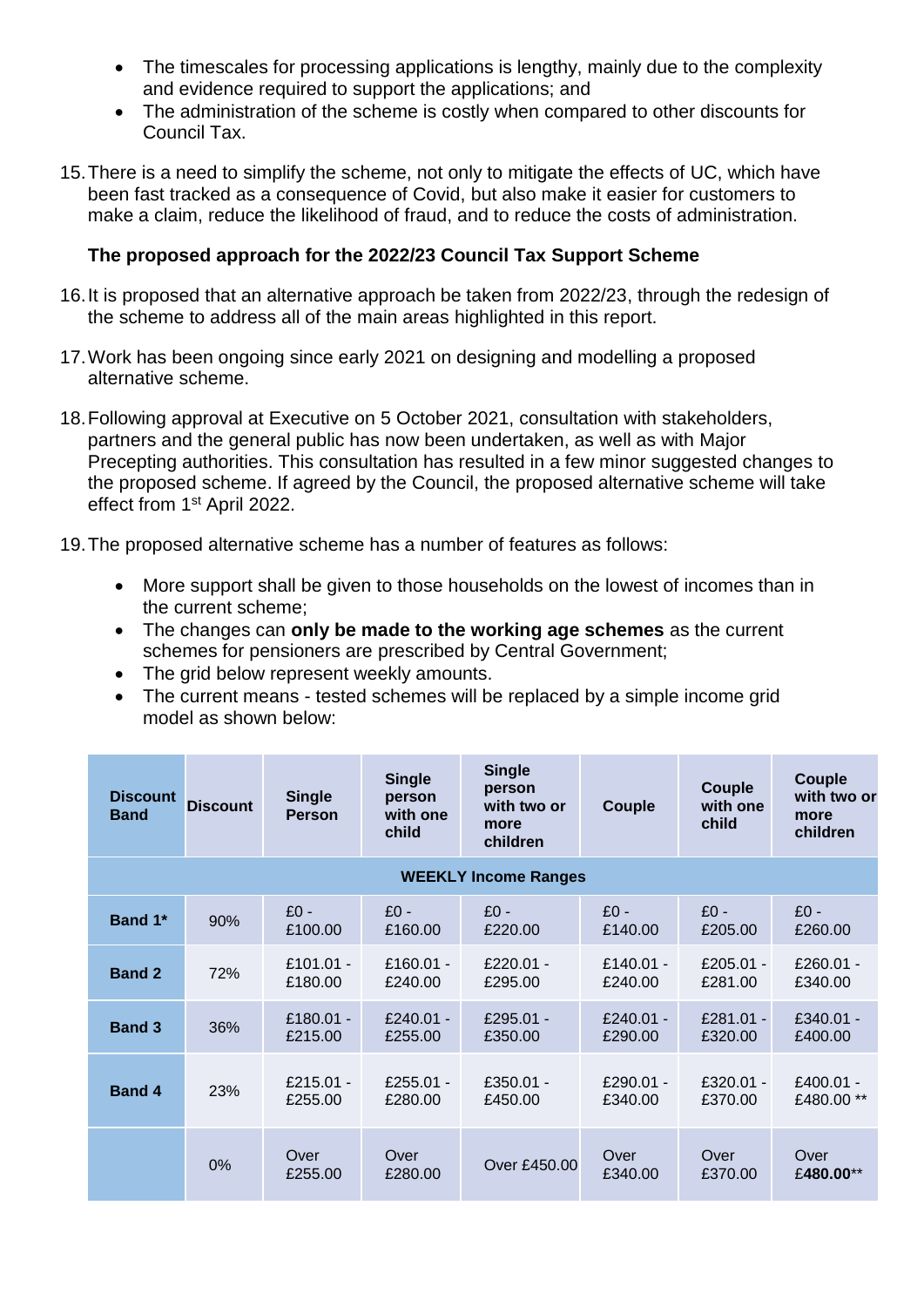- The timescales for processing applications is lengthy, mainly due to the complexity and evidence required to support the applications; and
- The administration of the scheme is costly when compared to other discounts for Council Tax.

15. There is a need to simplify the scheme, not only to mitigate the effects of UC, which have been fast tracked as a consequence of Covid, but also make it easier for customers to make a claim, reduce the likelihood of fraud, and to reduce the costs of administration.

**The proposed approach for the 2022/23 Council Tax Support Scheme**

16. It is proposed that an alternative approach be taken from 2022/23, through the redesign of the scheme to address all of the main areas highlighted in this report.

17. Work has been ongoing since early 2021 on designing and modelling a proposed alternative scheme.

18. Following approval at Executive on 5 October 2021, consultation with stakeholders, partners and the general public has now been undertaken, as well as with Major Precepting authorities. This consultation has resulted in a few minor suggested changes to the proposed scheme. If agreed by the Council, the proposed alternative scheme will take effect from 1st April 2022.

19. The proposed alternative scheme has a number of features as follows:

- More support shall be given to those households on the lowest of incomes than in the current scheme;
- The changes can **only be made to the working age schemes** as the current schemes for pensioners are prescribed by Central Government;
- The grid below represent weekly amounts.
- The current means - tested schemes will be replaced by a simple income grid model as shown below:

| Discount Band | Discount | Single Person | Single person with one child | Single person with two or more children | Couple | Couple with one child | Couple with two or more children |
|---|---|---|---|---|---|---|---|
| **WEEKLY Income Ranges** | | | | | | | |
| **Band 1*** | 90% | £0 - £100.00 | £0 - £160.00 | £0 - £220.00 | £0 - £140.00 | £0 - £205.00 | £0 - £260.00 |
| **Band 2** | 72% | £101.01 - £180.00 | £160.01 - £240.00 | £220.01 - £295.00 | £140.01 - £240.00 | £205.01 - £281.00 | £260.01 - £340.00 |
| **Band 3** | 36% | £180.01 - £215.00 | £240.01 - £255.00 | £295.01 - £350.00 | £240.01 - £290.00 | £281.01 - £320.00 | £340.01 - £400.00 |
| **Band 4** | 23% | £215.01 - £255.00 | £255.01 - £280.00 | £350.01 - £450.00 | £290.01 - £340.00 | £320.01 - £370.00 | £400.01 - £480.00 ** |
| | 0% | Over £255.00 | Over £280.00 | Over £450.00 | Over £340.00 | Over £370.00 | Over **£480.00**** |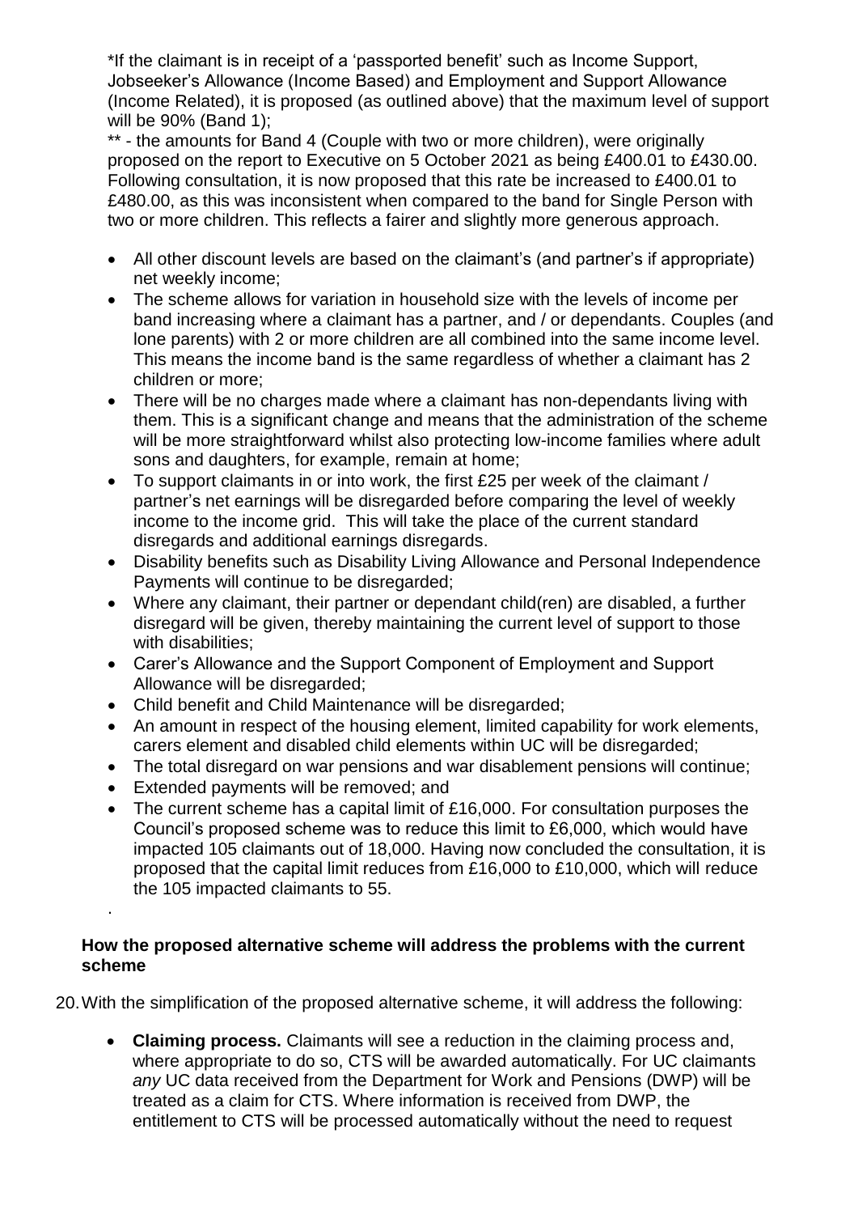*If the claimant is in receipt of a 'passported benefit' such as Income Support, Jobseeker's Allowance (Income Based) and Employment and Support Allowance (Income Related), it is proposed (as outlined above) that the maximum level of support will be 90% (Band 1);

** - the amounts for Band 4 (Couple with two or more children), were originally proposed on the report to Executive on 5 October 2021 as being £400.01 to £430.00. Following consultation, it is now proposed that this rate be increased to £400.01 to £480.00, as this was inconsistent when compared to the band for Single Person with two or more children. This reflects a fairer and slightly more generous approach.

- All other discount levels are based on the claimant's (and partner's if appropriate) net weekly income;
- The scheme allows for variation in household size with the levels of income per band increasing where a claimant has a partner, and / or dependants. Couples (and lone parents) with 2 or more children are all combined into the same income level. This means the income band is the same regardless of whether a claimant has 2 children or more;
- There will be no charges made where a claimant has non-dependants living with them. This is a significant change and means that the administration of the scheme will be more straightforward whilst also protecting low-income families where adult sons and daughters, for example, remain at home;
- To support claimants in or into work, the first £25 per week of the claimant / partner's net earnings will be disregarded before comparing the level of weekly income to the income grid. This will take the place of the current standard disregards and additional earnings disregards.
- Disability benefits such as Disability Living Allowance and Personal Independence Payments will continue to be disregarded;
- Where any claimant, their partner or dependant child(ren) are disabled, a further disregard will be given, thereby maintaining the current level of support to those with disabilities;
- Carer's Allowance and the Support Component of Employment and Support Allowance will be disregarded;
- Child benefit and Child Maintenance will be disregarded;
- An amount in respect of the housing element, limited capability for work elements, carers element and disabled child elements within UC will be disregarded;
- The total disregard on war pensions and war disablement pensions will continue;
- Extended payments will be removed; and
- The current scheme has a capital limit of £16,000. For consultation purposes the Council's proposed scheme was to reduce this limit to £6,000, which would have impacted 105 claimants out of 18,000. Having now concluded the consultation, it is proposed that the capital limit reduces from £16,000 to £10,000, which will reduce the 105 impacted claimants to 55.

.

**How the proposed alternative scheme will address the problems with the current scheme**

20. With the simplification of the proposed alternative scheme, it will address the following:

    - **Claiming process.** Claimants will see a reduction in the claiming process and, where appropriate to do so, CTS will be awarded automatically. For UC claimants *any* UC data received from the Department for Work and Pensions (DWP) will be treated as a claim for CTS. Where information is received from DWP, the entitlement to CTS will be processed automatically without the need to request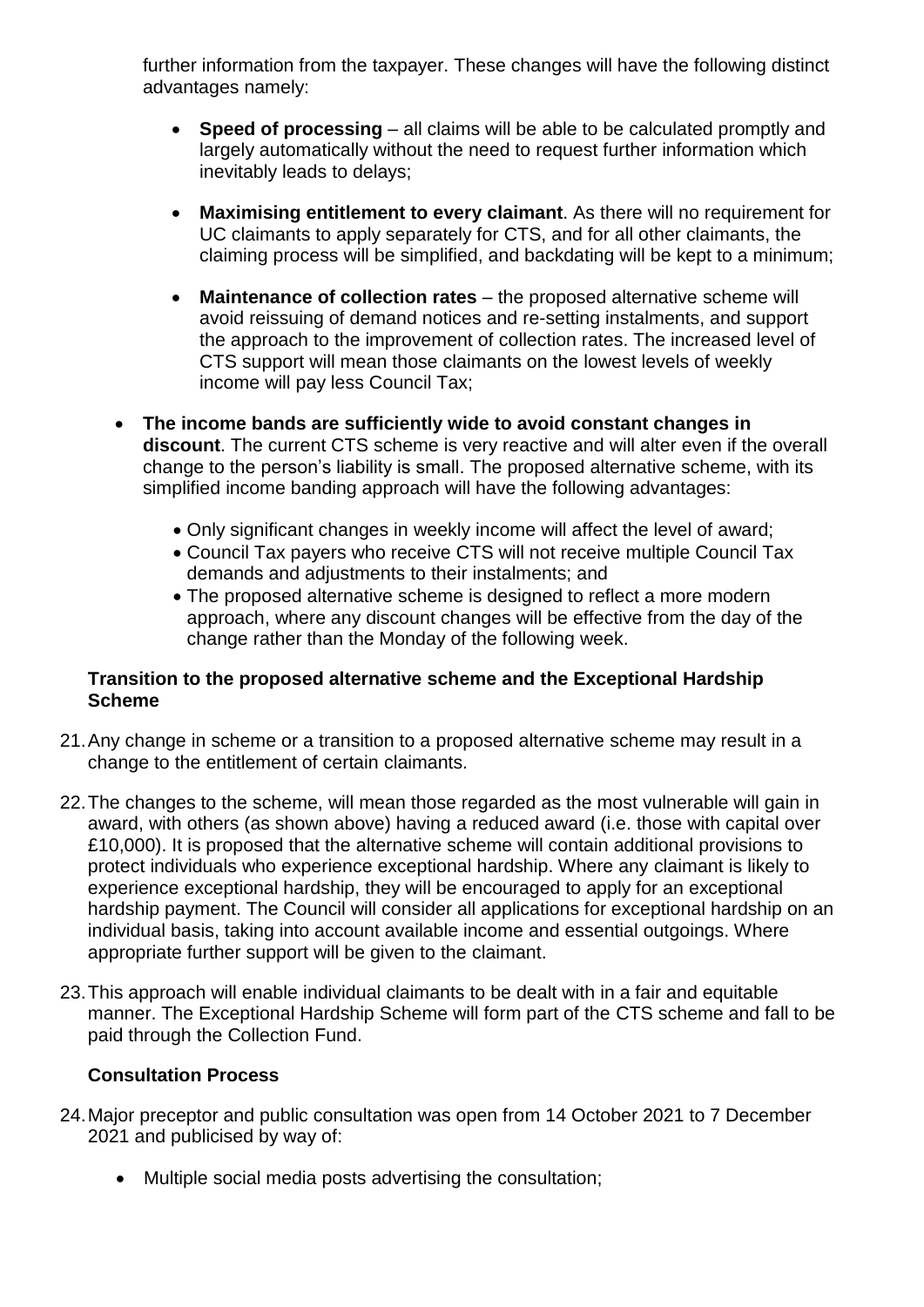further information from the taxpayer. These changes will have the following distinct advantages namely:

- **Speed of processing** – all claims will be able to be calculated promptly and largely automatically without the need to request further information which inevitably leads to delays;
- **Maximising entitlement to every claimant**. As there will no requirement for UC claimants to apply separately for CTS, and for all other claimants, the claiming process will be simplified, and backdating will be kept to a minimum;
- **Maintenance of collection rates** – the proposed alternative scheme will avoid reissuing of demand notices and re-setting instalments, and support the approach to the improvement of collection rates. The increased level of CTS support will mean those claimants on the lowest levels of weekly income will pay less Council Tax;

- **The income bands are sufficiently wide to avoid constant changes in discount**. The current CTS scheme is very reactive and will alter even if the overall change to the person's liability is small. The proposed alternative scheme, with its simplified income banding approach will have the following advantages:
  - Only significant changes in weekly income will affect the level of award;
  - Council Tax payers who receive CTS will not receive multiple Council Tax demands and adjustments to their instalments; and
  - The proposed alternative scheme is designed to reflect a more modern approach, where any discount changes will be effective from the day of the change rather than the Monday of the following week.

**Transition to the proposed alternative scheme and the Exceptional Hardship Scheme**

21. Any change in scheme or a transition to a proposed alternative scheme may result in a change to the entitlement of certain claimants.

22. The changes to the scheme, will mean those regarded as the most vulnerable will gain in award, with others (as shown above) having a reduced award (i.e. those with capital over £10,000). It is proposed that the alternative scheme will contain additional provisions to protect individuals who experience exceptional hardship. Where any claimant is likely to experience exceptional hardship, they will be encouraged to apply for an exceptional hardship payment. The Council will consider all applications for exceptional hardship on an individual basis, taking into account available income and essential outgoings. Where appropriate further support will be given to the claimant.

23. This approach will enable individual claimants to be dealt with in a fair and equitable manner. The Exceptional Hardship Scheme will form part of the CTS scheme and fall to be paid through the Collection Fund.

**Consultation Process**

24. Major preceptor and public consultation was open from 14 October 2021 to 7 December 2021 and publicised by way of:

    - Multiple social media posts advertising the consultation;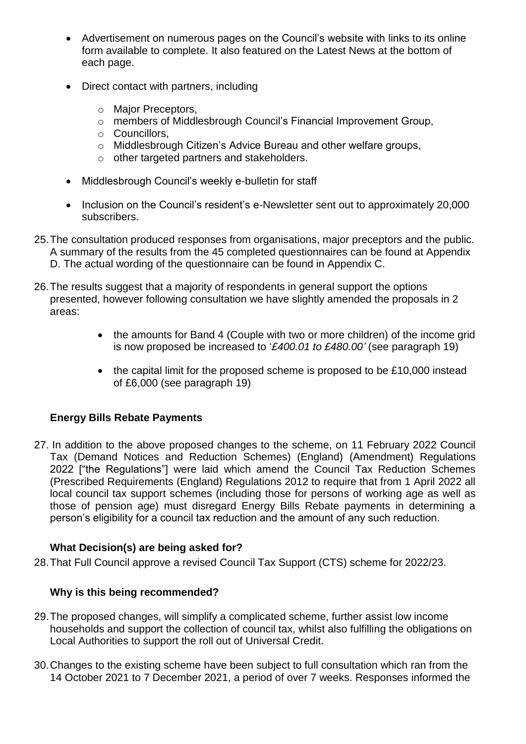- Advertisement on numerous pages on the Council's website with links to its online form available to complete. It also featured on the Latest News at the bottom of each page.
- Direct contact with partners, including
  - Major Preceptors,
  - members of Middlesbrough Council's Financial Improvement Group,
  - Councillors,
  - Middlesbrough Citizen's Advice Bureau and other welfare groups,
  - other targeted partners and stakeholders.
- Middlesbrough Council's weekly e-bulletin for staff
- Inclusion on the Council's resident's e-Newsletter sent out to approximately 20,000 subscribers.

25. The consultation produced responses from organisations, major preceptors and the public. A summary of the results from the 45 completed questionnaires can be found at Appendix D. The actual wording of the questionnaire can be found in Appendix C.

26. The results suggest that a majority of respondents in general support the options presented, however following consultation we have slightly amended the proposals in 2 areas:

    - the amounts for Band 4 (Couple with two or more children) of the income grid is now proposed be increased to '*£400.01 to £480.00'* (see paragraph 19)
    - the capital limit for the proposed scheme is proposed to be £10,000 instead of £6,000 (see paragraph 19)

**Energy Bills Rebate Payments**

27. In addition to the above proposed changes to the scheme, on 11 February 2022 Council Tax (Demand Notices and Reduction Schemes) (England) (Amendment) Regulations 2022 ["the Regulations"] were laid which amend the Council Tax Reduction Schemes (Prescribed Requirements (England) Regulations 2012 to require that from 1 April 2022 all local council tax support schemes (including those for persons of working age as well as those of pension age) must disregard Energy Bills Rebate payments in determining a person's eligibility for a council tax reduction and the amount of any such reduction.

**What Decision(s) are being asked for?**

28. That Full Council approve a revised Council Tax Support (CTS) scheme for 2022/23.

**Why is this being recommended?**

29. The proposed changes, will simplify a complicated scheme, further assist low income households and support the collection of council tax, whilst also fulfilling the obligations on Local Authorities to support the roll out of Universal Credit.

30. Changes to the existing scheme have been subject to full consultation which ran from the 14 October 2021 to 7 December 2021, a period of over 7 weeks. Responses informed the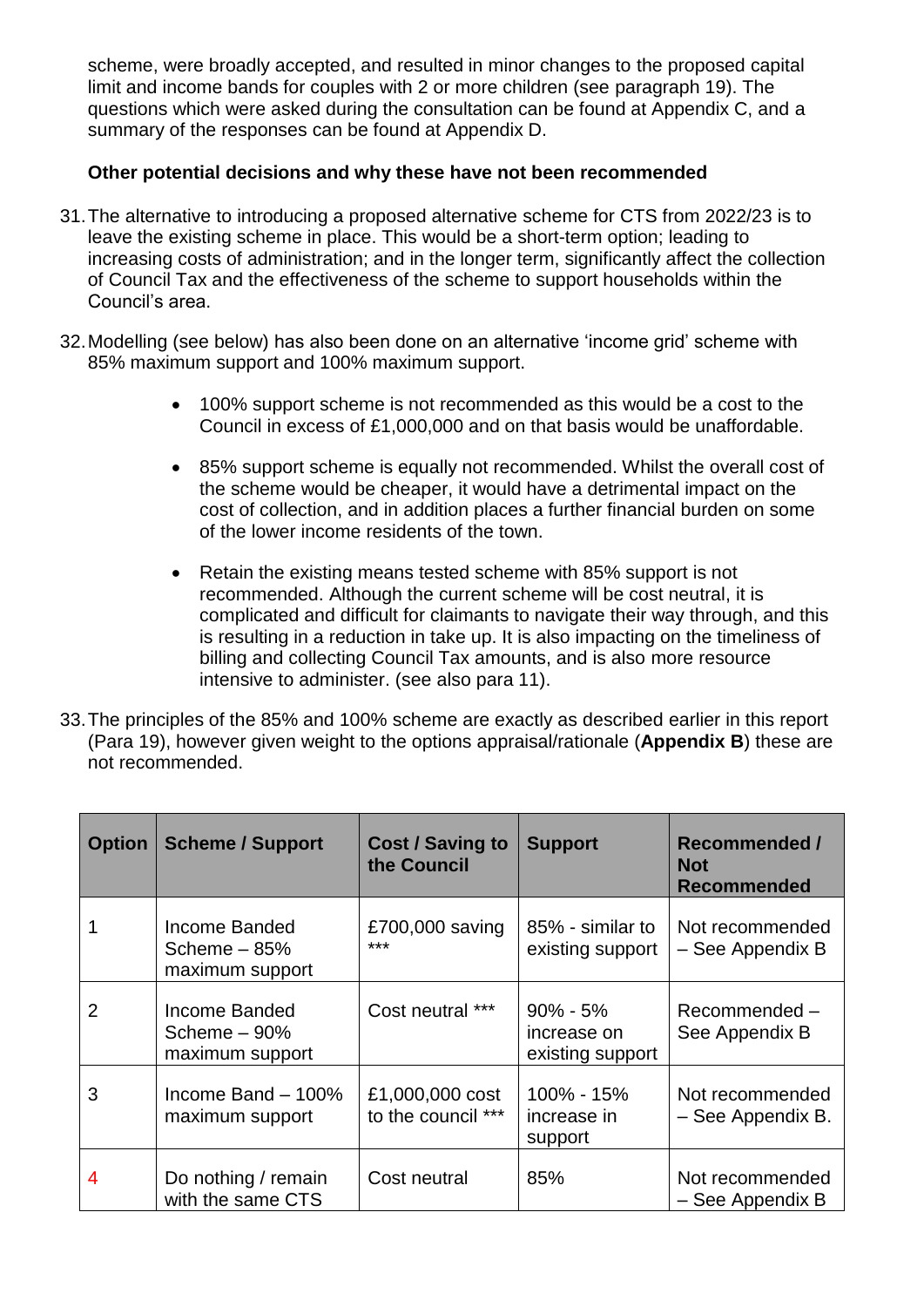scheme, were broadly accepted, and resulted in minor changes to the proposed capital limit and income bands for couples with 2 or more children (see paragraph 19). The questions which were asked during the consultation can be found at Appendix C, and a summary of the responses can be found at Appendix D.

**Other potential decisions and why these have not been recommended**

31. The alternative to introducing a proposed alternative scheme for CTS from 2022/23 is to leave the existing scheme in place. This would be a short-term option; leading to increasing costs of administration; and in the longer term, significantly affect the collection of Council Tax and the effectiveness of the scheme to support households within the Council's area.

32. Modelling (see below) has also been done on an alternative 'income grid' scheme with 85% maximum support and 100% maximum support.

    - 100% support scheme is not recommended as this would be a cost to the Council in excess of £1,000,000 and on that basis would be unaffordable.
    - 85% support scheme is equally not recommended. Whilst the overall cost of the scheme would be cheaper, it would have a detrimental impact on the cost of collection, and in addition places a further financial burden on some of the lower income residents of the town.
    - Retain the existing means tested scheme with 85% support is not recommended. Although the current scheme will be cost neutral, it is complicated and difficult for claimants to navigate their way through, and this is resulting in a reduction in take up. It is also impacting on the timeliness of billing and collecting Council Tax amounts, and is also more resource intensive to administer. (see also para 11).

33. The principles of the 85% and 100% scheme are exactly as described earlier in this report (Para 19), however given weight to the options appraisal/rationale (**Appendix B**) these are not recommended.

| Option | Scheme / Support | Cost / Saving to the Council | Support | Recommended / Not Recommended |
|---|---|---|---|---|
| 1 | Income Banded Scheme – 85% maximum support | £700,000 saving *** | 85% - similar to existing support | Not recommended – See Appendix B |
| 2 | Income Banded Scheme – 90% maximum support | Cost neutral *** | 90% - 5% increase on existing support | Recommended – See Appendix B |
| 3 | Income Band – 100% maximum support | £1,000,000 cost to the council *** | 100% - 15% increase in support | Not recommended – See Appendix B. |
| 4 | Do nothing / remain with the same CTS | Cost neutral | 85% | Not recommended – See Appendix B |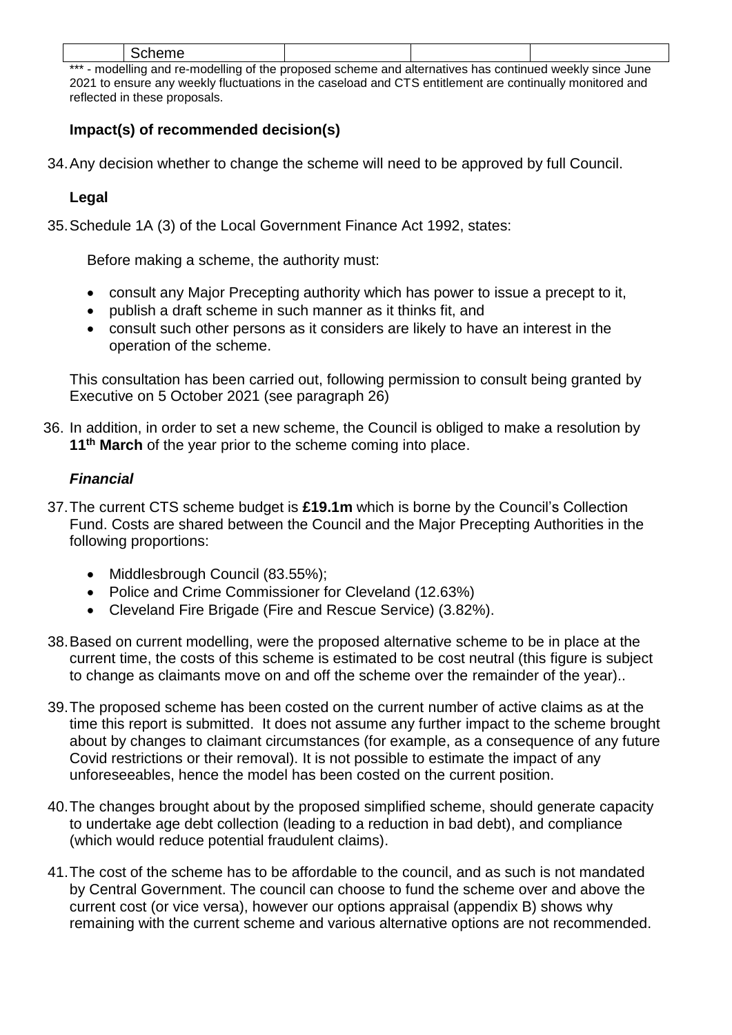| | Scheme | | | |
|---|---|---|---|---|

*** - modelling and re-modelling of the proposed scheme and alternatives has continued weekly since June 2021 to ensure any weekly fluctuations in the caseload and CTS entitlement are continually monitored and reflected in these proposals.

**Impact(s) of recommended decision(s)**

34. Any decision whether to change the scheme will need to be approved by full Council.

**Legal**

35. Schedule 1A (3) of the Local Government Finance Act 1992, states:

    Before making a scheme, the authority must:

    - consult any Major Precepting authority which has power to issue a precept to it,
    - publish a draft scheme in such manner as it thinks fit, and
    - consult such other persons as it considers are likely to have an interest in the operation of the scheme.

    This consultation has been carried out, following permission to consult being granted by Executive on 5 October 2021 (see paragraph 26)

36. In addition, in order to set a new scheme, the Council is obliged to make a resolution by **11th March** of the year prior to the scheme coming into place.

***Financial***

37. The current CTS scheme budget is **£19.1m** which is borne by the Council's Collection Fund. Costs are shared between the Council and the Major Precepting Authorities in the following proportions:

    - Middlesbrough Council (83.55%);
    - Police and Crime Commissioner for Cleveland (12.63%)
    - Cleveland Fire Brigade (Fire and Rescue Service) (3.82%).

38. Based on current modelling, were the proposed alternative scheme to be in place at the current time, the costs of this scheme is estimated to be cost neutral (this figure is subject to change as claimants move on and off the scheme over the remainder of the year)..

39. The proposed scheme has been costed on the current number of active claims as at the time this report is submitted. It does not assume any further impact to the scheme brought about by changes to claimant circumstances (for example, as a consequence of any future Covid restrictions or their removal). It is not possible to estimate the impact of any unforeseeables, hence the model has been costed on the current position.

40. The changes brought about by the proposed simplified scheme, should generate capacity to undertake age debt collection (leading to a reduction in bad debt), and compliance (which would reduce potential fraudulent claims).

41. The cost of the scheme has to be affordable to the council, and as such is not mandated by Central Government. The council can choose to fund the scheme over and above the current cost (or vice versa), however our options appraisal (appendix B) shows why remaining with the current scheme and various alternative options are not recommended.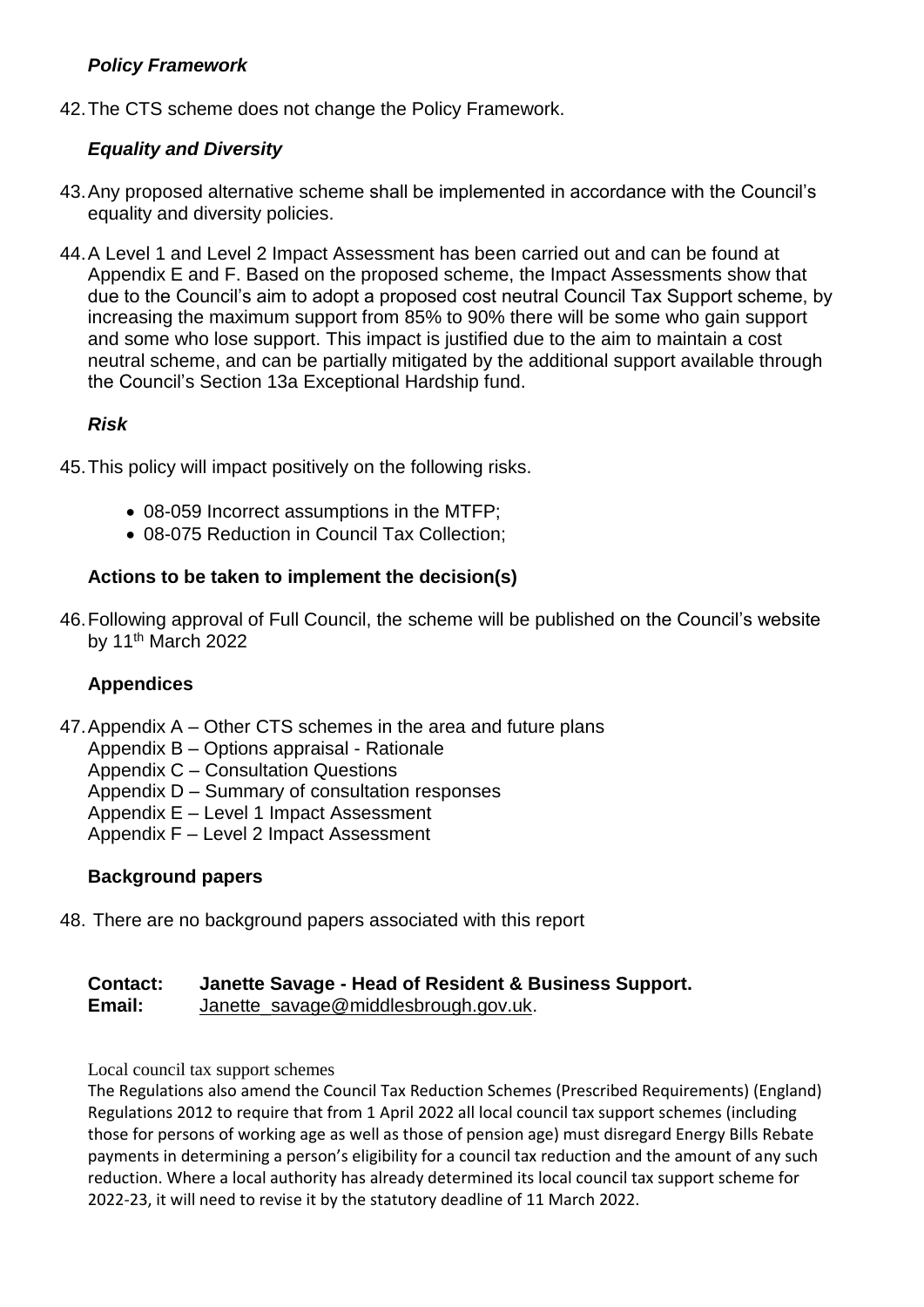### *Policy Framework*

42. The CTS scheme does not change the Policy Framework.

### *Equality and Diversity*

43. Any proposed alternative scheme shall be implemented in accordance with the Council's equality and diversity policies.

44. A Level 1 and Level 2 Impact Assessment has been carried out and can be found at Appendix E and F. Based on the proposed scheme, the Impact Assessments show that due to the Council's aim to adopt a proposed cost neutral Council Tax Support scheme, by increasing the maximum support from 85% to 90% there will be some who gain support and some who lose support. This impact is justified due to the aim to maintain a cost neutral scheme, and can be partially mitigated by the additional support available through the Council's Section 13a Exceptional Hardship fund.

### *Risk*

45. This policy will impact positively on the following risks.

- 08-059 Incorrect assumptions in the MTFP;
- 08-075 Reduction in Council Tax Collection;

### **Actions to be taken to implement the decision(s)**

46. Following approval of Full Council, the scheme will be published on the Council's website by 11th March 2022

### **Appendices**

47. Appendix A – Other CTS schemes in the area and future plans
Appendix B – Options appraisal - Rationale
Appendix C – Consultation Questions
Appendix D – Summary of consultation responses
Appendix E – Level 1 Impact Assessment
Appendix F – Level 2 Impact Assessment

### **Background papers**

48. There are no background papers associated with this report

**Contact: Janette Savage - Head of Resident & Business Support.**
**Email:** Janette_savage@middlesbrough.gov.uk.

Local council tax support schemes

The Regulations also amend the Council Tax Reduction Schemes (Prescribed Requirements) (England) Regulations 2012 to require that from 1 April 2022 all local council tax support schemes (including those for persons of working age as well as those of pension age) must disregard Energy Bills Rebate payments in determining a person's eligibility for a council tax reduction and the amount of any such reduction. Where a local authority has already determined its local council tax support scheme for 2022-23, it will need to revise it by the statutory deadline of 11 March 2022.